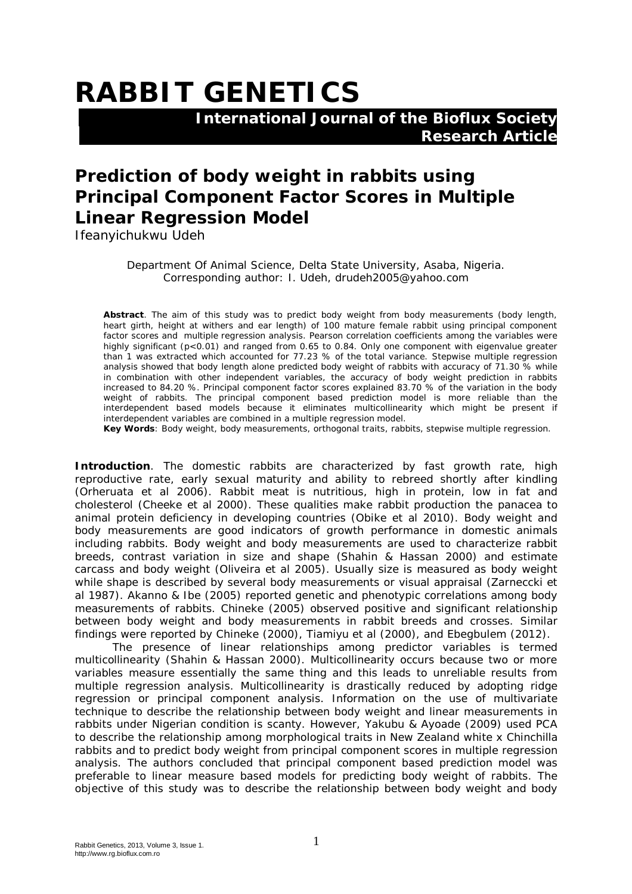# RABBIT GENETICS

**International Journal of the Bioflux Society**
**Research Article**

## Prediction of body weight in rabbits using Principal Component Factor Scores in Multiple Linear Regression Model

Ifeanyichukwu Udeh

Department Of Animal Science, Delta State University, Asaba, Nigeria. Corresponding author: I. Udeh, drudeh2005@yahoo.com

**Abstract**. The aim of this study was to predict body weight from body measurements (body length, heart girth, height at withers and ear length) of 100 mature female rabbit using principal component factor scores and multiple regression analysis. Pearson correlation coefficients among the variables were highly significant ($p<0.01$) and ranged from 0.65 to 0.84. Only one component with eigenvalue greater than 1 was extracted which accounted for 77.23 % of the total variance. Stepwise multiple regression analysis showed that body length alone predicted body weight of rabbits with accuracy of 71.30 % while in combination with other independent variables, the accuracy of body weight prediction in rabbits increased to 84.20 %. Principal component factor scores explained 83.70 % of the variation in the body weight of rabbits. The principal component based prediction model is more reliable than the interdependent based models because it eliminates multicollinearity which might be present if interdependent variables are combined in a multiple regression model.

**Key Words**: Body weight, body measurements, orthogonal traits, rabbits, stepwise multiple regression.

**Introduction**. The domestic rabbits are characterized by fast growth rate, high reproductive rate, early sexual maturity and ability to rebreed shortly after kindling (Orheruata et al 2006). Rabbit meat is nutritious, high in protein, low in fat and cholesterol (Cheeke et al 2000). These qualities make rabbit production the panacea to animal protein deficiency in developing countries (Obike et al 2010). Body weight and body measurements are good indicators of growth performance in domestic animals including rabbits. Body weight and body measurements are used to characterize rabbit breeds, contrast variation in size and shape (Shahin & Hassan 2000) and estimate carcass and body weight (Oliveira et al 2005). Usually size is measured as body weight while shape is described by several body measurements or visual appraisal (Zarneccki et al 1987). Akanno & Ibe (2005) reported genetic and phenotypic correlations among body measurements of rabbits. Chineke (2005) observed positive and significant relationship between body weight and body measurements in rabbit breeds and crosses. Similar findings were reported by Chineke (2000), Tiamiyu et al (2000), and Ebegbulem (2012).

The presence of linear relationships among predictor variables is termed multicollinearity (Shahin & Hassan 2000). Multicollinearity occurs because two or more variables measure essentially the same thing and this leads to unreliable results from multiple regression analysis. Multicollinearity is drastically reduced by adopting ridge regression or principal component analysis. Information on the use of multivariate technique to describe the relationship between body weight and linear measurements in rabbits under Nigerian condition is scanty. However, Yakubu & Ayoade (2009) used PCA to describe the relationship among morphological traits in New Zealand white x Chinchilla rabbits and to predict body weight from principal component scores in multiple regression analysis. The authors concluded that principal component based prediction model was preferable to linear measure based models for predicting body weight of rabbits. The objective of this study was to describe the relationship between body weight and body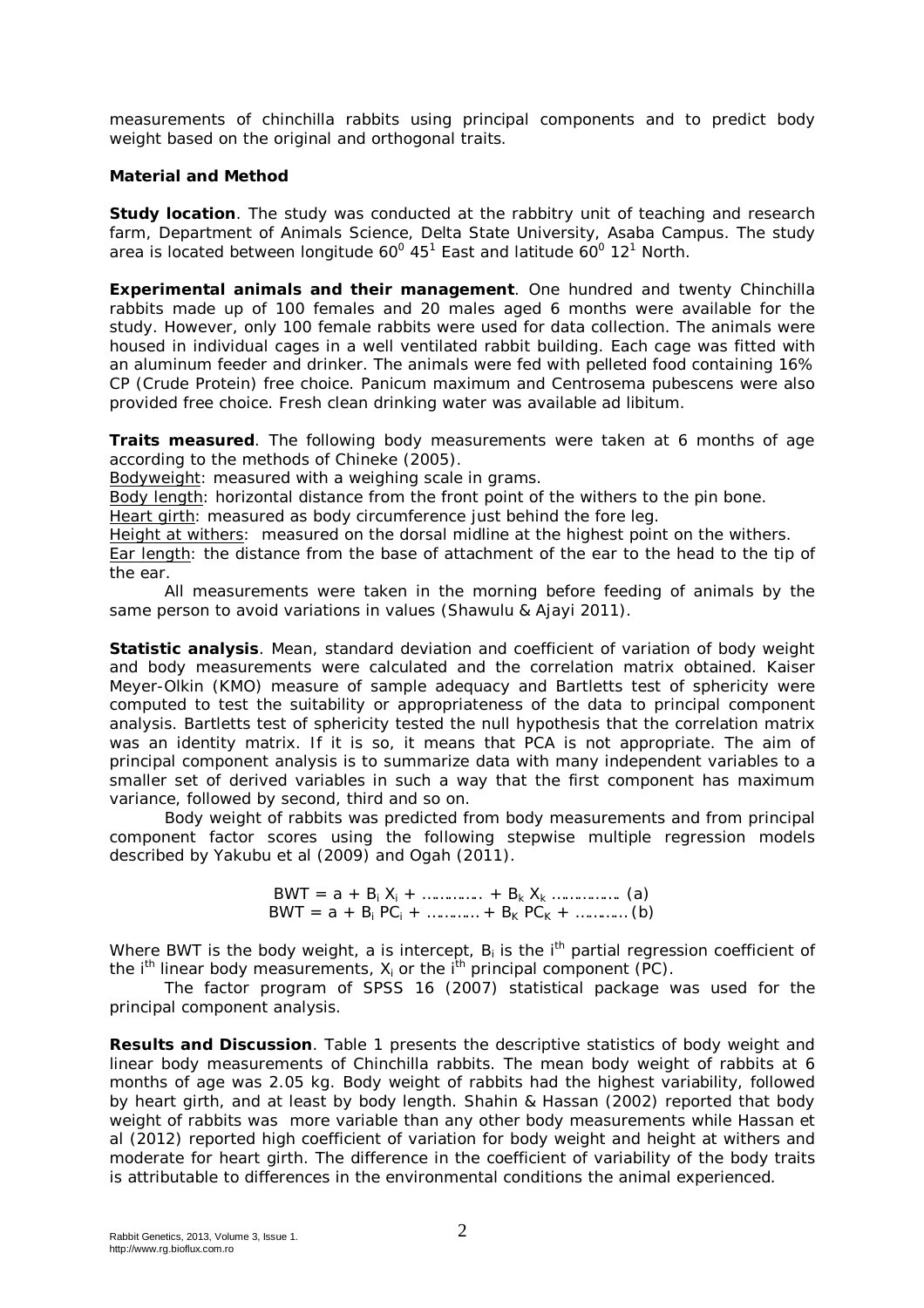measurements of chinchilla rabbits using principal components and to predict body weight based on the original and orthogonal traits.

**Material and Method**

**Study location**. The study was conducted at the rabbitry unit of teaching and research farm, Department of Animals Science, Delta State University, Asaba Campus. The study area is located between longitude $60^0$ $45^1$ East and latitude $60^0$ $12^1$ North.

**Experimental animals and their management**. One hundred and twenty Chinchilla rabbits made up of 100 females and 20 males aged 6 months were available for the study. However, only 100 female rabbits were used for data collection. The animals were housed in individual cages in a well ventilated rabbit building. Each cage was fitted with an aluminum feeder and drinker. The animals were fed with pelleted food containing 16% CP (Crude Protein) free choice. Panicum maximum and Centrosema pubescens were also provided free choice. Fresh clean drinking water was available ad libitum.

**Traits measured**. The following body measurements were taken at 6 months of age according to the methods of Chineke (2005).

Bodyweight: measured with a weighing scale in grams.
Body length: horizontal distance from the front point of the withers to the pin bone.
Heart girth: measured as body circumference just behind the fore leg.
Height at withers: measured on the dorsal midline at the highest point on the withers.
Ear length: the distance from the base of attachment of the ear to the head to the tip of the ear.

All measurements were taken in the morning before feeding of animals by the same person to avoid variations in values (Shawulu & Ajayi 2011).

**Statistic analysis**. Mean, standard deviation and coefficient of variation of body weight and body measurements were calculated and the correlation matrix obtained. Kaiser Meyer-Olkin (KMO) measure of sample adequacy and Bartletts test of sphericity were computed to test the suitability or appropriateness of the data to principal component analysis. Bartletts test of sphericity tested the null hypothesis that the correlation matrix was an identity matrix. If it is so, it means that PCA is not appropriate. The aim of principal component analysis is to summarize data with many independent variables to a smaller set of derived variables in such a way that the first component has maximum variance, followed by second, third and so on.

Body weight of rabbits was predicted from body measurements and from principal component factor scores using the following stepwise multiple regression models described by Yakubu et al (2009) and Ogah (2011).

$$BWT = a + B_i X_i + \ldots\ldots\ldots\ldots + B_k X_k \ldots\ldots\ldots\ldots\ldots (a)$$
$$BWT = a + B_i PC_i + \ldots\ldots\ldots\ldots + B_K PC_K + \ldots\ldots\ldots\ldots (b)$$

Where BWT is the body weight, a is intercept, $B_i$ is the $i^{th}$ partial regression coefficient of the $i^{th}$ linear body measurements, $X_i$ or the $i^{th}$ principal component (PC).

The factor program of SPSS 16 (2007) statistical package was used for the principal component analysis.

**Results and Discussion**. Table 1 presents the descriptive statistics of body weight and linear body measurements of Chinchilla rabbits. The mean body weight of rabbits at 6 months of age was 2.05 kg. Body weight of rabbits had the highest variability, followed by heart girth, and at least by body length. Shahin & Hassan (2002) reported that body weight of rabbits was more variable than any other body measurements while Hassan et al (2012) reported high coefficient of variation for body weight and height at withers and moderate for heart girth. The difference in the coefficient of variability of the body traits is attributable to differences in the environmental conditions the animal experienced.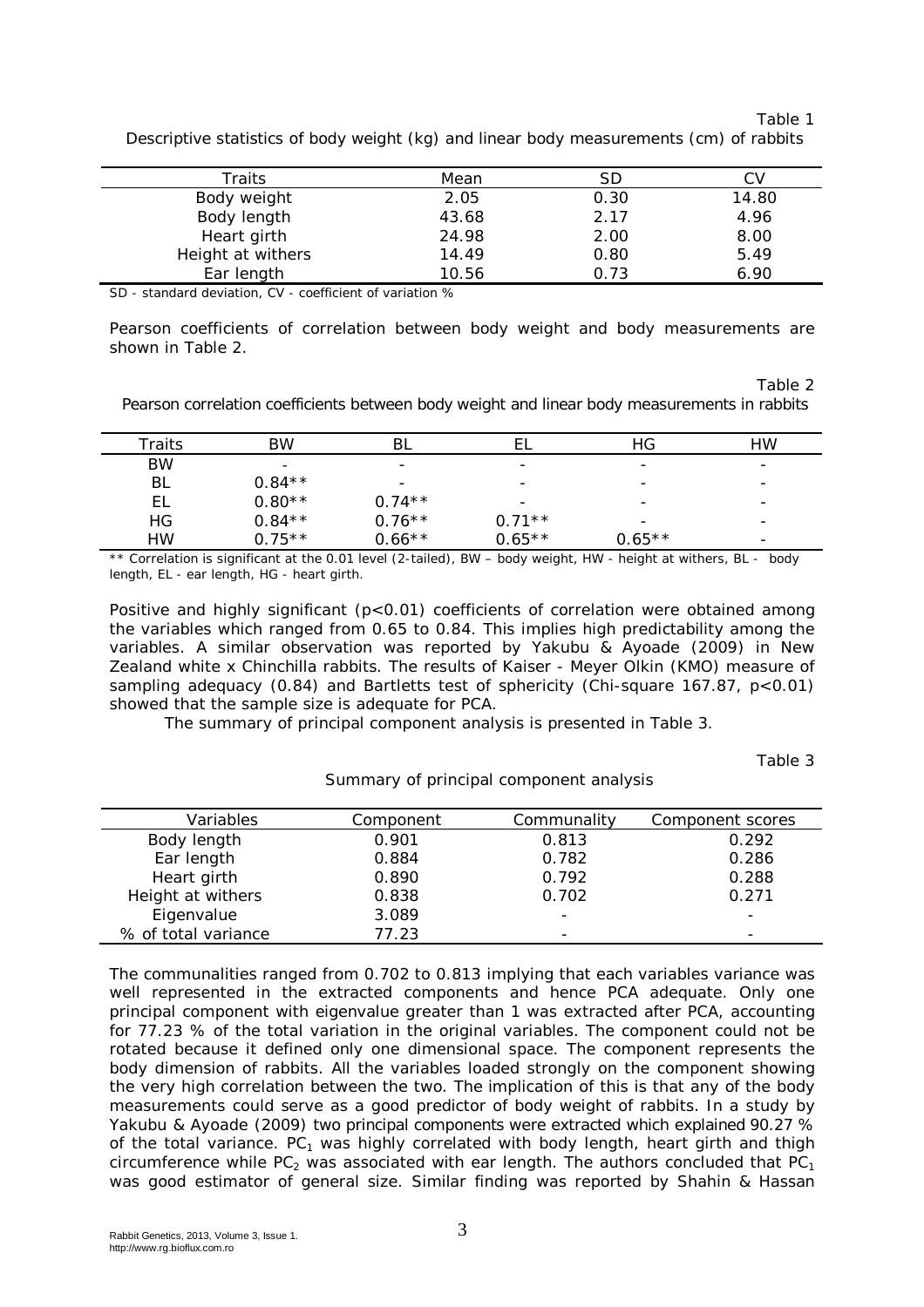Table 1

Descriptive statistics of body weight (kg) and linear body measurements (cm) of rabbits

| Traits | Mean | SD | CV |
|---|---|---|---|
| Body weight | 2.05 | 0.30 | 14.80 |
| Body length | 43.68 | 2.17 | 4.96 |
| Heart girth | 24.98 | 2.00 | 8.00 |
| Height at withers | 14.49 | 0.80 | 5.49 |
| Ear length | 10.56 | 0.73 | 6.90 |

SD - standard deviation, CV - coefficient of variation %

Pearson coefficients of correlation between body weight and body measurements are shown in Table 2.

Table 2

Pearson correlation coefficients between body weight and linear body measurements in rabbits

| Traits | BW | BL | EL | HG | HW |
|---|---|---|---|---|---|
| BW | - | - | - | - | - |
| BL | 0.84** | - | - | - | - |
| EL | 0.80** | 0.74** | - | - | - |
| HG | 0.84** | 0.76** | 0.71** | - | - |
| HW | 0.75** | 0.66** | 0.65** | 0.65** | - |

** Correlation is significant at the 0.01 level (2-tailed), BW – body weight, HW - height at withers, BL - body length, EL - ear length, HG - heart girth.

Positive and highly significant ($p<0.01$) coefficients of correlation were obtained among the variables which ranged from 0.65 to 0.84. This implies high predictability among the variables. A similar observation was reported by Yakubu & Ayoade (2009) in New Zealand white x Chinchilla rabbits. The results of Kaiser - Meyer Olkin (KMO) measure of sampling adequacy (0.84) and Bartletts test of sphericity (Chi-square 167.87, $p<0.01$) showed that the sample size is adequate for PCA.

The summary of principal component analysis is presented in Table 3.

Table 3

Summary of principal component analysis

| Variables | Component | Communality | Component scores |
|---|---|---|---|
| Body length | 0.901 | 0.813 | 0.292 |
| Ear length | 0.884 | 0.782 | 0.286 |
| Heart girth | 0.890 | 0.792 | 0.288 |
| Height at withers | 0.838 | 0.702 | 0.271 |
| Eigenvalue | 3.089 | - | - |
| % of total variance | 77.23 | - | - |

The communalities ranged from 0.702 to 0.813 implying that each variables variance was well represented in the extracted components and hence PCA adequate. Only one principal component with eigenvalue greater than 1 was extracted after PCA, accounting for 77.23 % of the total variation in the original variables. The component could not be rotated because it defined only one dimensional space. The component represents the body dimension of rabbits. All the variables loaded strongly on the component showing the very high correlation between the two. The implication of this is that any of the body measurements could serve as a good predictor of body weight of rabbits. In a study by Yakubu & Ayoade (2009) two principal components were extracted which explained 90.27 % of the total variance. $PC_1$ was highly correlated with body length, heart girth and thigh circumference while $PC_2$ was associated with ear length. The authors concluded that $PC_1$ was good estimator of general size. Similar finding was reported by Shahin & Hassan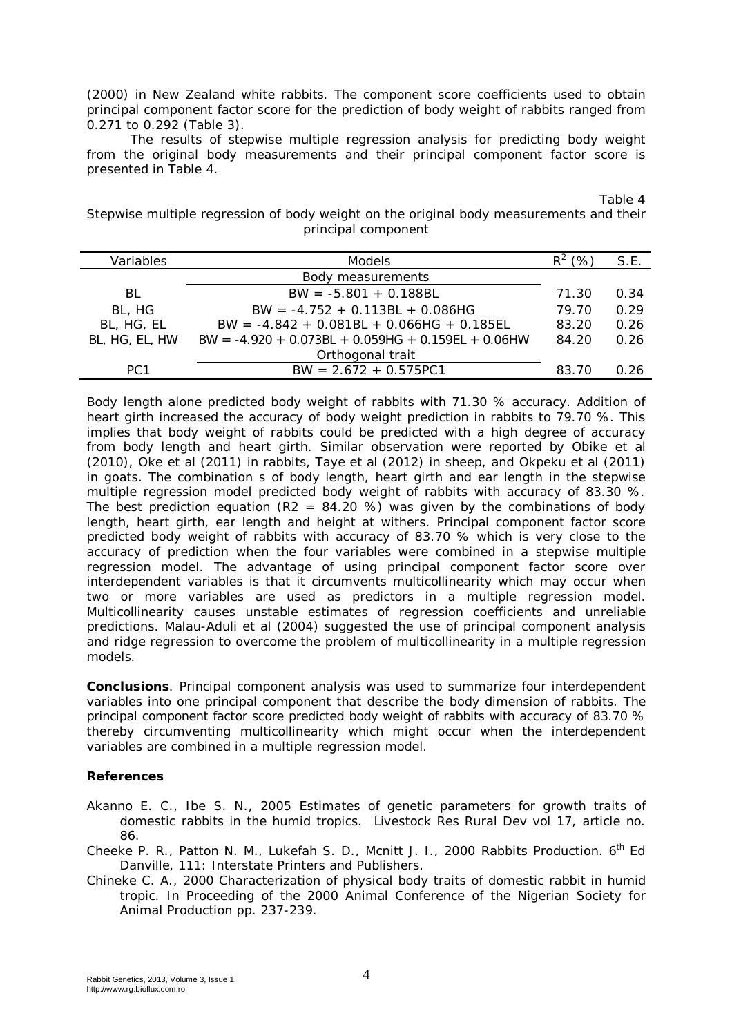(2000) in New Zealand white rabbits. The component score coefficients used to obtain principal component factor score for the prediction of body weight of rabbits ranged from 0.271 to 0.292 (Table 3).

The results of stepwise multiple regression analysis for predicting body weight from the original body measurements and their principal component factor score is presented in Table 4.

Table 4

Stepwise multiple regression of body weight on the original body measurements and their principal component

| Variables | Models | $R^2$ (%) | S.E. |
|---|---|---|---|
| | Body measurements | | |
| BL | BW = -5.801 + 0.188BL | 71.30 | 0.34 |
| BL, HG | BW = -4.752 + 0.113BL + 0.086HG | 79.70 | 0.29 |
| BL, HG, EL | BW = -4.842 + 0.081BL + 0.066HG + 0.185EL | 83.20 | 0.26 |
| BL, HG, EL, HW | BW = -4.920 + 0.073BL + 0.059HG + 0.159EL + 0.06HW | 84.20 | 0.26 |
| | Orthogonal trait | | |
| PC1 | BW = 2.672 + 0.575PC1 | 83.70 | 0.26 |

Body length alone predicted body weight of rabbits with 71.30 % accuracy. Addition of heart girth increased the accuracy of body weight prediction in rabbits to 79.70 %. This implies that body weight of rabbits could be predicted with a high degree of accuracy from body length and heart girth. Similar observation were reported by Obike et al (2010), Oke et al (2011) in rabbits, Taye et al (2012) in sheep, and Okpeku et al (2011) in goats. The combination s of body length, heart girth and ear length in the stepwise multiple regression model predicted body weight of rabbits with accuracy of 83.30 %. The best prediction equation (R2 = 84.20 %) was given by the combinations of body length, heart girth, ear length and height at withers. Principal component factor score predicted body weight of rabbits with accuracy of 83.70 % which is very close to the accuracy of prediction when the four variables were combined in a stepwise multiple regression model. The advantage of using principal component factor score over interdependent variables is that it circumvents multicollinearity which may occur when two or more variables are used as predictors in a multiple regression model. Multicollinearity causes unstable estimates of regression coefficients and unreliable predictions. Malau-Aduli et al (2004) suggested the use of principal component analysis and ridge regression to overcome the problem of multicollinearity in a multiple regression models.

**Conclusions**. Principal component analysis was used to summarize four interdependent variables into one principal component that describe the body dimension of rabbits. The principal component factor score predicted body weight of rabbits with accuracy of 83.70 % thereby circumventing multicollinearity which might occur when the interdependent variables are combined in a multiple regression model.

## References

Akanno E. C., Ibe S. N., 2005 Estimates of genetic parameters for growth traits of domestic rabbits in the humid tropics. Livestock Res Rural Dev vol 17, article no. 86.

Cheeke P. R., Patton N. M., Lukefah S. D., Mcnitt J. I., 2000 Rabbits Production. 6th Ed Danville, 111: Interstate Printers and Publishers.

Chineke C. A., 2000 Characterization of physical body traits of domestic rabbit in humid tropic. In Proceeding of the 2000 Animal Conference of the Nigerian Society for Animal Production pp. 237-239.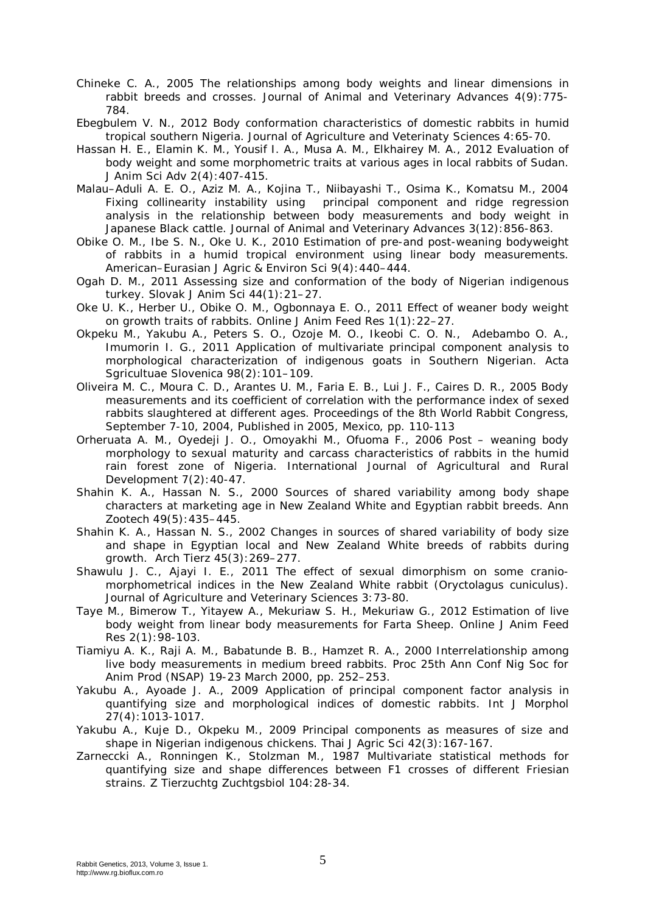Chineke C. A., 2005 The relationships among body weights and linear dimensions in rabbit breeds and crosses. Journal of Animal and Veterinary Advances 4(9):775-784.

Ebegbulem V. N., 2012 Body conformation characteristics of domestic rabbits in humid tropical southern Nigeria. Journal of Agriculture and Veterinaty Sciences 4:65-70.

Hassan H. E., Elamin K. M., Yousif I. A., Musa A. M., Elkhairey M. A., 2012 Evaluation of body weight and some morphometric traits at various ages in local rabbits of Sudan. J Anim Sci Adv 2(4):407-415.

Malau–Aduli A. E. O., Aziz M. A., Kojina T., Niibayashi T., Osima K., Komatsu M., 2004 Fixing collinearity instability using principal component and ridge regression analysis in the relationship between body measurements and body weight in Japanese Black cattle. Journal of Animal and Veterinary Advances 3(12):856-863.

Obike O. M., Ibe S. N., Oke U. K., 2010 Estimation of pre-and post-weaning bodyweight of rabbits in a humid tropical environment using linear body measurements. American–Eurasian J Agric & Environ Sci 9(4):440–444.

Ogah D. M., 2011 Assessing size and conformation of the body of Nigerian indigenous turkey. Slovak J Anim Sci 44(1):21–27.

Oke U. K., Herber U., Obike O. M., Ogbonnaya E. O., 2011 Effect of weaner body weight on growth traits of rabbits. Online J Anim Feed Res 1(1):22–27.

Okpeku M., Yakubu A., Peters S. O., Ozoje M. O., Ikeobi C. O. N., Adebambo O. A., Imumorin I. G., 2011 Application of multivariate principal component analysis to morphological characterization of indigenous goats in Southern Nigerian. Acta Sgricultae Slovenica 98(2):101–109.

Oliveira M. C., Moura C. D., Arantes U. M., Faria E. B., Lui J. F., Caires D. R., 2005 Body measurements and its coefficient of correlation with the performance index of sexed rabbits slaughtered at different ages. Proceedings of the 8th World Rabbit Congress, September 7-10, 2004, Published in 2005, Mexico, pp. 110-113

Orheruata A. M., Oyedeji J. O., Omoyakhi M., Ofuoma F., 2006 Post – weaning body morphology to sexual maturity and carcass characteristics of rabbits in the humid rain forest zone of Nigeria. International Journal of Agricultural and Rural Development 7(2):40-47.

Shahin K. A., Hassan N. S., 2000 Sources of shared variability among body shape characters at marketing age in New Zealand White and Egyptian rabbit breeds. Ann Zootech 49(5):435–445.

Shahin K. A., Hassan N. S., 2002 Changes in sources of shared variability of body size and shape in Egyptian local and New Zealand White breeds of rabbits during growth. Arch Tierz 45(3):269–277.

Shawulu J. C., Ajayi I. E., 2011 The effect of sexual dimorphism on some cranio-morphometrical indices in the New Zealand White rabbit (Oryctolagus cuniculus). Journal of Agriculture and Veterinary Sciences 3:73-80.

Taye M., Bimerow T., Yitayew A., Mekuriaw S. H., Mekuriaw G., 2012 Estimation of live body weight from linear body measurements for Farta Sheep. Online J Anim Feed Res 2(1):98-103.

Tiamiyu A. K., Raji A. M., Babatunde B. B., Hamzet R. A., 2000 Interrelationship among live body measurements in medium breed rabbits. Proc 25th Ann Conf Nig Soc for Anim Prod (NSAP) 19-23 March 2000, pp. 252–253.

Yakubu A., Ayoade J. A., 2009 Application of principal component factor analysis in quantifying size and morphological indices of domestic rabbits. Int J Morphol 27(4):1013-1017.

Yakubu A., Kuje D., Okpeku M., 2009 Principal components as measures of size and shape in Nigerian indigenous chickens. Thai J Agric Sci 42(3):167-167.

Zarneckci A., Ronningen K., Stolzman M., 1987 Multivariate statistical methods for quantifying size and shape differences between F1 crosses of different Friesian strains. Z Tierzuchtg Zuchtgsbiol 104:28-34.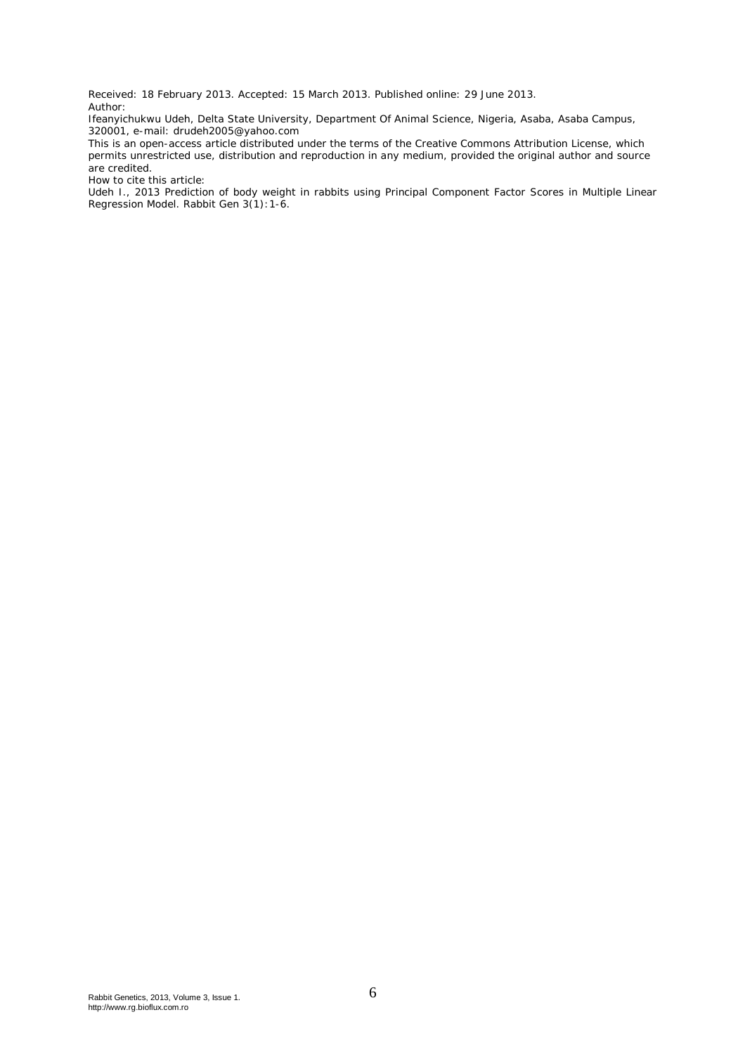Received: 18 February 2013. Accepted: 15 March 2013. Published online: 29 June 2013.

Author:

Ifeanyichukwu Udeh, Delta State University, Department Of Animal Science, Nigeria, Asaba, Asaba Campus, 320001, e-mail: drudeh2005@yahoo.com

This is an open-access article distributed under the terms of the Creative Commons Attribution License, which permits unrestricted use, distribution and reproduction in any medium, provided the original author and source are credited.

How to cite this article:

Udeh I., 2013 Prediction of body weight in rabbits using Principal Component Factor Scores in Multiple Linear Regression Model. Rabbit Gen 3(1):1-6.